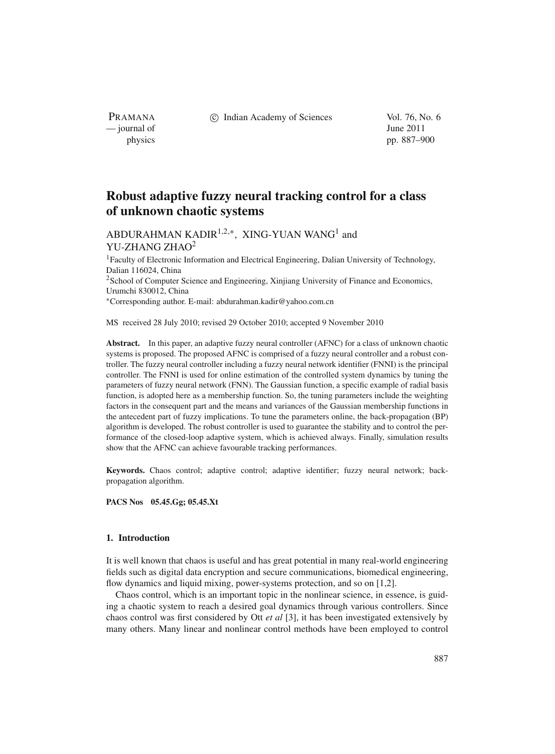# Robust adaptive fuzzy neural tracking control for a class of unknown chaotic systems

ABDURAHMAN KADIR[1,2,*], XING-YUAN WANG[1] and YU-ZHANG ZHAO[2]

[1]Faculty of Electronic Information and Electrical Engineering, Dalian University of Technology, Dalian 116024, China

[2]School of Computer Science and Engineering, Xinjiang University of Finance and Economics, Urumchi 830012, China

[*]Corresponding author. E-mail: abdurahman.kadir@yahoo.com.cn

MS received 28 July 2010; revised 29 October 2010; accepted 9 November 2010

**Abstract.** In this paper, an adaptive fuzzy neural controller (AFNC) for a class of unknown chaotic systems is proposed. The proposed AFNC is comprised of a fuzzy neural controller and a robust controller. The fuzzy neural controller including a fuzzy neural network identifier (FNNI) is the principal controller. The FNNI is used for online estimation of the controlled system dynamics by tuning the parameters of fuzzy neural network (FNN). The Gaussian function, a specific example of radial basis function, is adopted here as a membership function. So, the tuning parameters include the weighting factors in the consequent part and the means and variances of the Gaussian membership functions in the antecedent part of fuzzy implications. To tune the parameters online, the back-propagation (BP) algorithm is developed. The robust controller is used to guarantee the stability and to control the performance of the closed-loop adaptive system, which is achieved always. Finally, simulation results show that the AFNC can achieve favourable tracking performances.

**Keywords.** Chaos control; adaptive control; adaptive identifier; fuzzy neural network; back-propagation algorithm.

**PACS Nos** 05.45.Gg; 05.45.Xt

## 1. Introduction

It is well known that chaos is useful and has great potential in many real-world engineering fields such as digital data encryption and secure communications, biomedical engineering, flow dynamics and liquid mixing, power-systems protection, and so on [1,2].

Chaos control, which is an important topic in the nonlinear science, in essence, is guiding a chaotic system to reach a desired goal dynamics through various controllers. Since chaos control was first considered by Ott *et al* [3], it has been investigated extensively by many others. Many linear and nonlinear control methods have been employed to control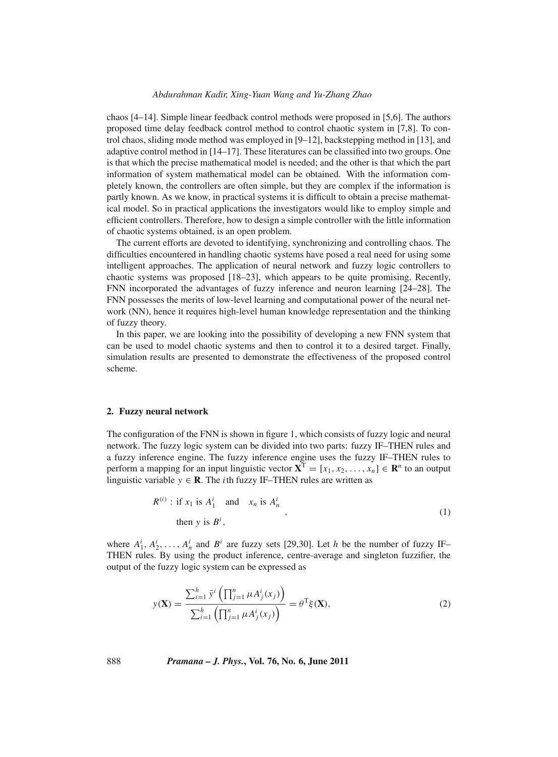chaos [4–14]. Simple linear feedback control methods were proposed in [5,6]. The authors proposed time delay feedback control method to control chaotic system in [7,8]. To control chaos, sliding mode method was employed in [9–12], backstepping method in [13], and adaptive control method in [14–17]. These literatures can be classified into two groups. One is that which the precise mathematical model is needed; and the other is that which the part information of system mathematical model can be obtained. With the information completely known, the controllers are often simple, but they are complex if the information is partly known. As we know, in practical systems it is difficult to obtain a precise mathematical model. So in practical applications the investigators would like to employ simple and efficient controllers. Therefore, how to design a simple controller with the little information of chaotic systems obtained, is an open problem.

The current efforts are devoted to identifying, synchronizing and controlling chaos. The difficulties encountered in handling chaotic systems have posed a real need for using some intelligent approaches. The application of neural network and fuzzy logic controllers to chaotic systems was proposed [18–23], which appears to be quite promising. Recently, FNN incorporated the advantages of fuzzy inference and neuron learning [24–28]. The FNN possesses the merits of low-level learning and computational power of the neural network (NN), hence it requires high-level human knowledge representation and the thinking of fuzzy theory.

In this paper, we are looking into the possibility of developing a new FNN system that can be used to model chaotic systems and then to control it to a desired target. Finally, simulation results are presented to demonstrate the effectiveness of the proposed control scheme.

## 2. Fuzzy neural network

The configuration of the FNN is shown in figure 1, which consists of fuzzy logic and neural network. The fuzzy logic system can be divided into two parts: fuzzy IF–THEN rules and a fuzzy inference engine. The fuzzy inference engine uses the fuzzy IF–THEN rules to perform a mapping for an input linguistic vector $\mathbf{X}^{\mathrm{T}} = [x_1, x_2, \ldots, x_n] \in \mathbf{R}^n$ to an output linguistic variable $y \in \mathbf{R}$. The $i$th fuzzy IF–THEN rules are written as

$$R^{(i)}: \text{if } x_1 \text{ is } A_1^i \quad \text{and} \quad x_n \text{ is } A_n^i \qquad \text{then } y \text{ is } B^i, \tag{1}$$

where $A_1^i, A_2^i, \ldots, A_n^i$ and $B^i$ are fuzzy sets [29,30]. Let $h$ be the number of fuzzy IF–THEN rules. By using the product inference, centre-average and singleton fuzzifier, the output of the fuzzy logic system can be expressed as

$$y(\mathbf{X}) = \frac{\sum_{i=1}^{h} \bar{y}^i \left(\prod_{j=1}^{n} \mu A_j^i(x_j)\right)}{\sum_{i=1}^{h} \left(\prod_{j=1}^{n} \mu A_j^i(x_j)\right)} = \theta^{\mathrm{T}} \xi(\mathbf{X}), \tag{2}$$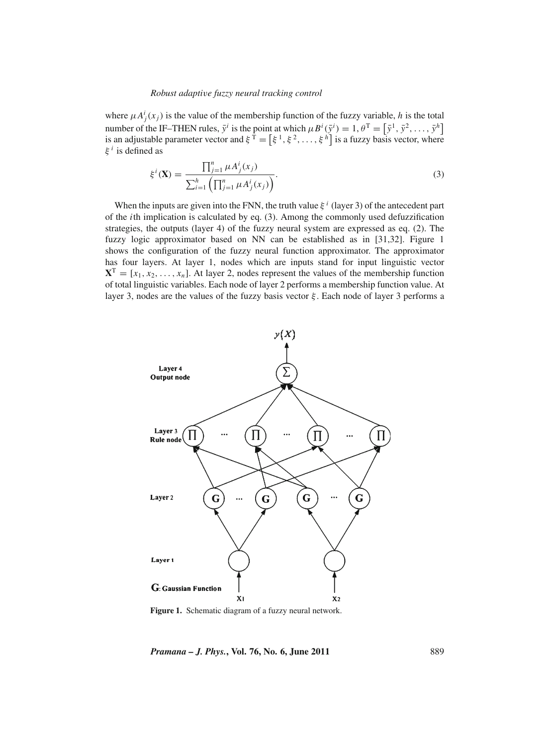where $\mu A_j^i(x_j)$ is the value of the membership function of the fuzzy variable, $h$ is the total number of the IF–THEN rules, $\bar{y}^i$ is the point at which $\mu B^i(\bar{y}^i) = 1$, $\theta^{\mathrm{T}} = \left[\bar{y}^1, \bar{y}^2, \ldots, \bar{y}^h\right]$ is an adjustable parameter vector and $\xi^{\mathrm{T}} = \left[\xi^1, \xi^2, \ldots, \xi^h\right]$ is a fuzzy basis vector, where $\xi^i$ is defined as

$$\xi^i(\mathbf{X}) = \frac{\prod_{j=1}^{n} \mu A_j^i(x_j)}{\sum_{i=1}^{h} \left( \prod_{j=1}^{n} \mu A_j^i(x_j) \right)}. \tag{3}$$

When the inputs are given into the FNN, the truth value $\xi^i$ (layer 3) of the antecedent part of the $i$th implication is calculated by eq. (3). Among the commonly used defuzzification strategies, the outputs (layer 4) of the fuzzy neural system are expressed as eq. (2). The fuzzy logic approximator based on NN can be established as in [31,32]. Figure 1 shows the configuration of the fuzzy neural function approximator. The approximator has four layers. At layer 1, nodes which are inputs stand for input linguistic vector $\mathbf{X}^{\mathrm{T}} = [x_1, x_2, \ldots, x_n]$. At layer 2, nodes represent the values of the membership function of total linguistic variables. Each node of layer 2 performs a membership function value. At layer 3, nodes are the values of the fuzzy basis vector $\xi$. Each node of layer 3 performs a

**Figure 1.** Schematic diagram of a fuzzy neural network.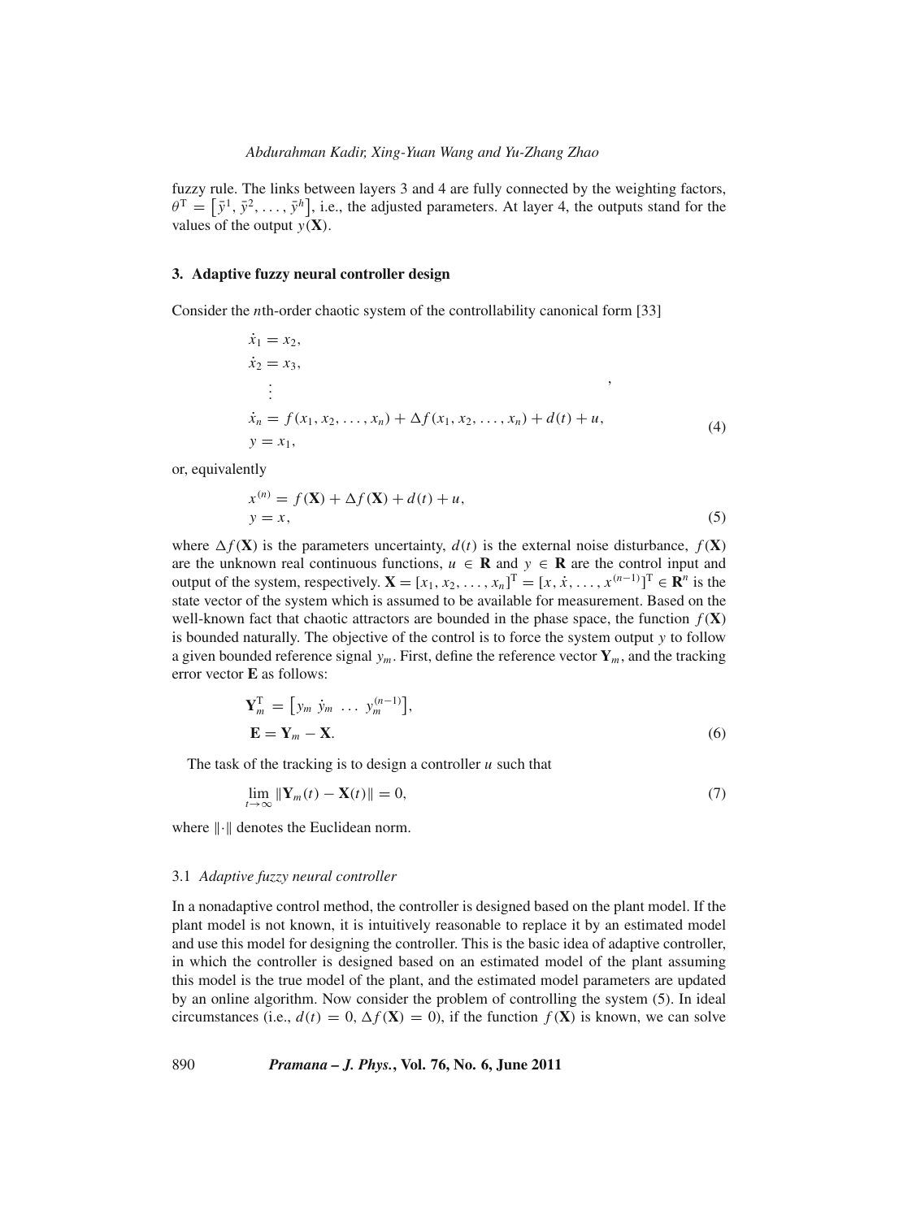fuzzy rule. The links between layers 3 and 4 are fully connected by the weighting factors, $\theta^{\mathrm{T}} = \left[\bar{y}^1, \bar{y}^2, \ldots, \bar{y}^h\right]$, i.e., the adjusted parameters. At layer 4, the outputs stand for the values of the output $y(\mathbf{X})$.

## 3. Adaptive fuzzy neural controller design

Consider the $n$th-order chaotic system of the controllability canonical form [33]

$$
\begin{aligned}
\dot{x}_1 &= x_2, \\
\dot{x}_2 &= x_3, \\
&\ \vdots \\
\dot{x}_n &= f(x_1, x_2, \ldots, x_n) + \Delta f(x_1, x_2, \ldots, x_n) + d(t) + u, \\
y &= x_1,
\end{aligned}
\tag{4}
$$

or, equivalently

$$
\begin{aligned}
x^{(n)} &= f(\mathbf{X}) + \Delta f(\mathbf{X}) + d(t) + u, \\
y &= x,
\end{aligned}
\tag{5}
$$

where $\Delta f(\mathbf{X})$ is the parameters uncertainty, $d(t)$ is the external noise disturbance, $f(\mathbf{X})$ are the unknown real continuous functions, $u \in \mathbf{R}$ and $y \in \mathbf{R}$ are the control input and output of the system, respectively. $\mathbf{X} = [x_1, x_2, \ldots, x_n]^{\mathrm{T}} = [x, \dot{x}, \ldots, x^{(n-1)}]^{\mathrm{T}} \in \mathbf{R}^n$ is the state vector of the system which is assumed to be available for measurement. Based on the well-known fact that chaotic attractors are bounded in the phase space, the function $f(\mathbf{X})$ is bounded naturally. The objective of the control is to force the system output $y$ to follow a given bounded reference signal $y_m$. First, define the reference vector $\mathbf{Y}_m$, and the tracking error vector $\mathbf{E}$ as follows:

$$
\begin{aligned}
\mathbf{Y}_m^{\mathrm{T}} &= \left[y_m \ \dot{y}_m \ \ldots \ y_m^{(n-1)}\right], \\
\mathbf{E} &= \mathbf{Y}_m - \mathbf{X}.
\end{aligned}
\tag{6}
$$

The task of the tracking is to design a controller $u$ such that

$$
\lim_{t \to \infty} \|\mathbf{Y}_m(t) - \mathbf{X}(t)\| = 0,
\tag{7}
$$

where $\|\cdot\|$ denotes the Euclidean norm.

### 3.1 *Adaptive fuzzy neural controller*

In a nonadaptive control method, the controller is designed based on the plant model. If the plant model is not known, it is intuitively reasonable to replace it by an estimated model and use this model for designing the controller. This is the basic idea of adaptive controller, in which the controller is designed based on an estimated model of the plant assuming this model is the true model of the plant, and the estimated model parameters are updated by an online algorithm. Now consider the problem of controlling the system (5). In ideal circumstances (i.e., $d(t) = 0$, $\Delta f(\mathbf{X}) = 0$), if the function $f(\mathbf{X})$ is known, we can solve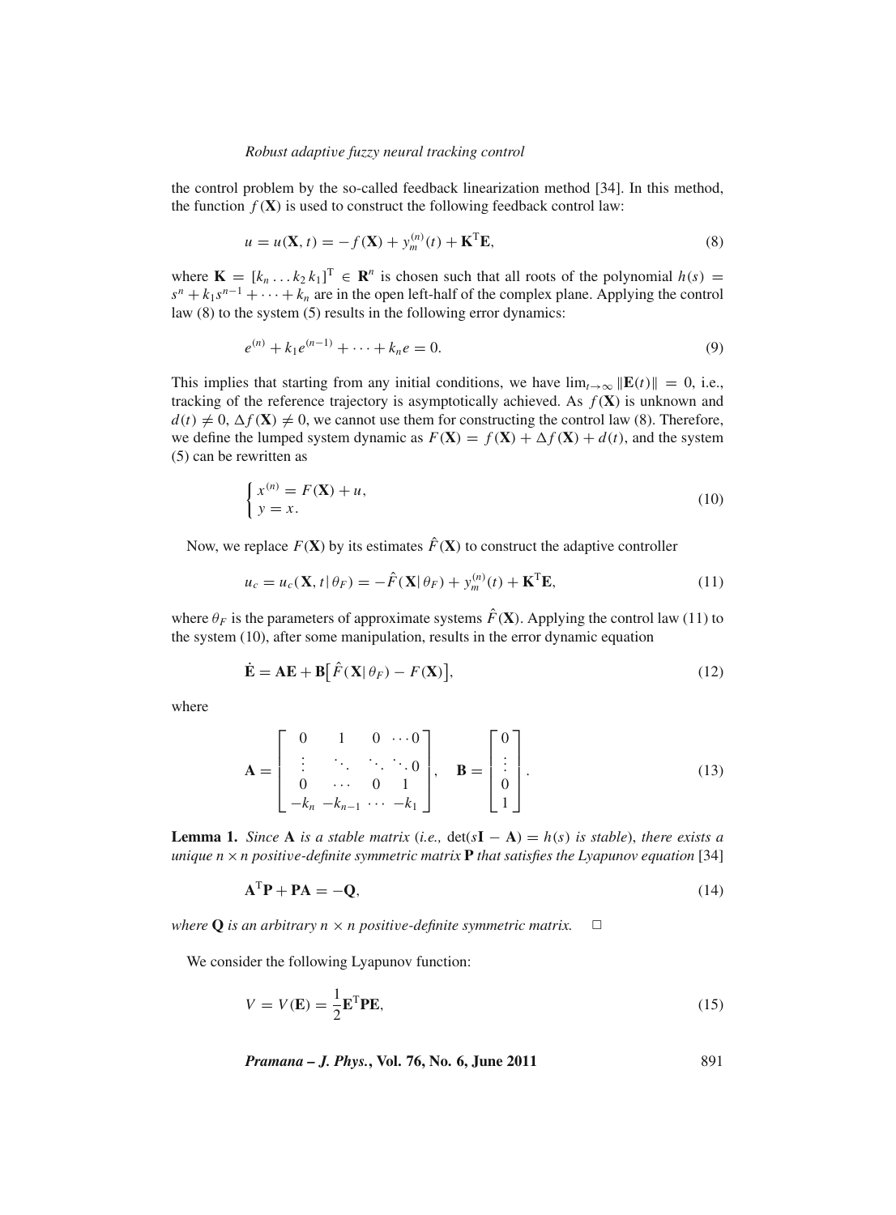the control problem by the so-called feedback linearization method [34]. In this method, the function $f(\mathbf{X})$ is used to construct the following feedback control law:

$$u = u(\mathbf{X}, t) = -f(\mathbf{X}) + y_m^{(n)}(t) + \mathbf{K}^{\mathrm{T}}\mathbf{E}, \tag{8}$$

where $\mathbf{K} = [k_n \dots k_2 \, k_1]^{\mathrm{T}} \in \mathbf{R}^n$ is chosen such that all roots of the polynomial $h(s) = s^n + k_1 s^{n-1} + \cdots + k_n$ are in the open left-half of the complex plane. Applying the control law (8) to the system (5) results in the following error dynamics:

$$e^{(n)} + k_1 e^{(n-1)} + \cdots + k_n e = 0. \tag{9}$$

This implies that starting from any initial conditions, we have $\lim_{t\to\infty} \|\mathbf{E}(t)\| = 0$, i.e., tracking of the reference trajectory is asymptotically achieved. As $f(\mathbf{X})$ is unknown and $d(t) \neq 0$, $\Delta f(\mathbf{X}) \neq 0$, we cannot use them for constructing the control law (8). Therefore, we define the lumped system dynamic as $F(\mathbf{X}) = f(\mathbf{X}) + \Delta f(\mathbf{X}) + d(t)$, and the system (5) can be rewritten as

$$\begin{cases} x^{(n)} = F(\mathbf{X}) + u, \\ y = x. \end{cases} \tag{10}$$

Now, we replace $F(\mathbf{X})$ by its estimates $\hat{F}(\mathbf{X})$ to construct the adaptive controller

$$u_c = u_c(\mathbf{X}, t \,|\, \theta_F) = -\hat{F}(\mathbf{X}|\,\theta_F) + y_m^{(n)}(t) + \mathbf{K}^{\mathrm{T}}\mathbf{E}, \tag{11}$$

where $\theta_F$ is the parameters of approximate systems $\hat{F}(\mathbf{X})$. Applying the control law (11) to the system (10), after some manipulation, results in the error dynamic equation

$$\dot{\mathbf{E}} = \mathbf{A}\mathbf{E} + \mathbf{B}\big[\hat{F}(\mathbf{X}|\,\theta_F) - F(\mathbf{X})\big], \tag{12}$$

where

$$\mathbf{A} = \begin{bmatrix} 0 & 1 & 0 & \cdots 0 \\ \vdots & \ddots & \ddots & \ddots 0 \\ 0 & \cdots & 0 & 1 \\ -k_n & -k_{n-1} & \cdots & -k_1 \end{bmatrix}, \quad \mathbf{B} = \begin{bmatrix} 0 \\ \vdots \\ 0 \\ 1 \end{bmatrix}. \tag{13}$$

**Lemma 1.** *Since* $\mathbf{A}$ *is a stable matrix* (*i.e.,* $\det(s\mathbf{I} - \mathbf{A}) = h(s)$ *is stable*), *there exists a unique* $n \times n$ *positive-definite symmetric matrix* $\mathbf{P}$ *that satisfies the Lyapunov equation* [34]

$$\mathbf{A}^{\mathrm{T}}\mathbf{P} + \mathbf{P}\mathbf{A} = -\mathbf{Q}, \tag{14}$$

*where* $\mathbf{Q}$ *is an arbitrary* $n \times n$ *positive-definite symmetric matrix.* □

We consider the following Lyapunov function:

$$V = V(\mathbf{E}) = \frac{1}{2}\mathbf{E}^{\mathrm{T}}\mathbf{P}\mathbf{E}, \tag{15}$$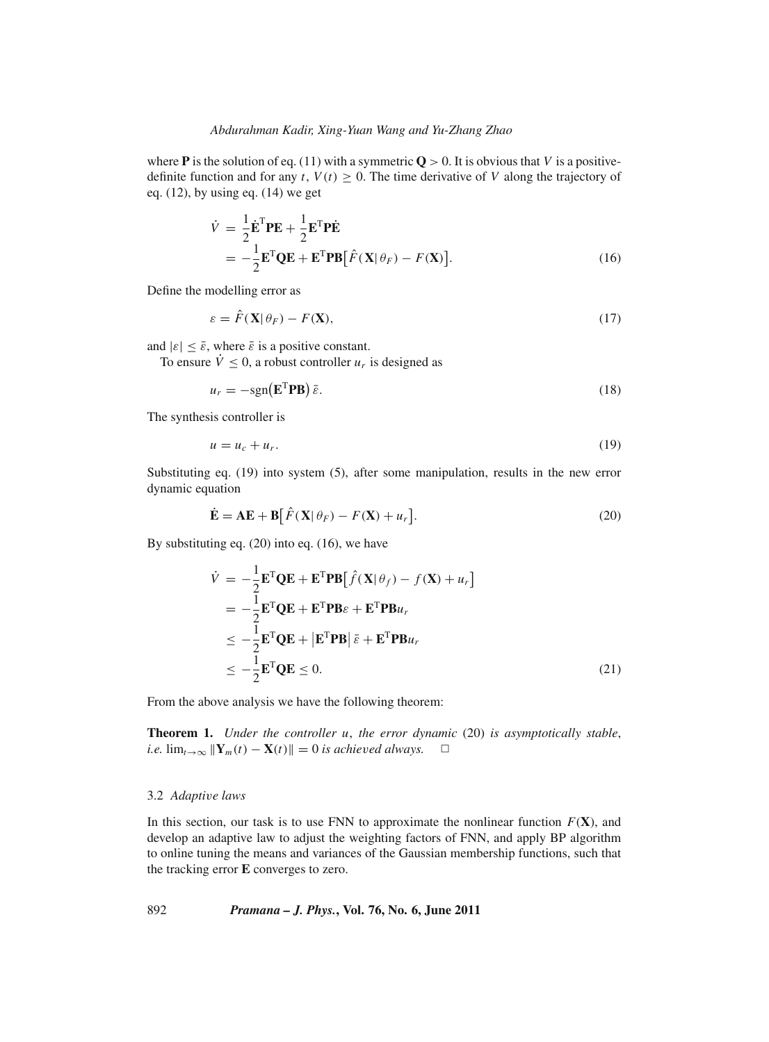where $\mathbf{P}$ is the solution of eq. (11) with a symmetric $\mathbf{Q} > 0$. It is obvious that $V$ is a positive-definite function and for any $t$, $V(t) \geq 0$. The time derivative of $V$ along the trajectory of eq. (12), by using eq. (14) we get

$$\begin{aligned}
\dot{V} &= \frac{1}{2}\dot{\mathbf{E}}^{\mathrm{T}}\mathbf{P}\mathbf{E} + \frac{1}{2}\mathbf{E}^{\mathrm{T}}\mathbf{P}\dot{\mathbf{E}} \\
&= -\frac{1}{2}\mathbf{E}^{\mathrm{T}}\mathbf{Q}\mathbf{E} + \mathbf{E}^{\mathrm{T}}\mathbf{P}\mathbf{B}\big[\hat{F}(\mathbf{X}|\,\theta_F) - F(\mathbf{X})\big]. \qquad (16)
\end{aligned}$$

Define the modelling error as

$$\varepsilon = \hat{F}(\mathbf{X}|\,\theta_F) - F(\mathbf{X}), \qquad (17)$$

and $|\varepsilon| \leq \bar{\varepsilon}$, where $\bar{\varepsilon}$ is a positive constant.

To ensure $\dot{V} \leq 0$, a robust controller $u_r$ is designed as

$$u_r = -\mathrm{sgn}\big(\mathbf{E}^{\mathrm{T}}\mathbf{P}\mathbf{B}\big)\,\bar{\varepsilon}. \qquad (18)$$

The synthesis controller is

$$u = u_c + u_r. \qquad (19)$$

Substituting eq. (19) into system (5), after some manipulation, results in the new error dynamic equation

$$\dot{\mathbf{E}} = \mathbf{A}\mathbf{E} + \mathbf{B}\big[\hat{F}(\mathbf{X}|\,\theta_F) - F(\mathbf{X}) + u_r\big]. \qquad (20)$$

By substituting eq. (20) into eq. (16), we have

$$\begin{aligned}
\dot{V} &= -\frac{1}{2}\mathbf{E}^{\mathrm{T}}\mathbf{Q}\mathbf{E} + \mathbf{E}^{\mathrm{T}}\mathbf{P}\mathbf{B}\big[\hat{f}(\mathbf{X}|\,\theta_f) - f(\mathbf{X}) + u_r\big] \\
&= -\frac{1}{2}\mathbf{E}^{\mathrm{T}}\mathbf{Q}\mathbf{E} + \mathbf{E}^{\mathrm{T}}\mathbf{P}\mathbf{B}\varepsilon + \mathbf{E}^{\mathrm{T}}\mathbf{P}\mathbf{B}u_r \\
&\leq -\frac{1}{2}\mathbf{E}^{\mathrm{T}}\mathbf{Q}\mathbf{E} + \big|\mathbf{E}^{\mathrm{T}}\mathbf{P}\mathbf{B}\big|\,\bar{\varepsilon} + \mathbf{E}^{\mathrm{T}}\mathbf{P}\mathbf{B}u_r \\
&\leq -\frac{1}{2}\mathbf{E}^{\mathrm{T}}\mathbf{Q}\mathbf{E} \leq 0. \qquad (21)
\end{aligned}$$

From the above analysis we have the following theorem:

**Theorem 1.** *Under the controller $u$, the error dynamic* (20) *is asymptotically stable, i.e.* $\lim_{t\to\infty}\|\mathbf{Y}_m(t) - \mathbf{X}(t)\| = 0$ *is achieved always.* □

### 3.2 *Adaptive laws*

In this section, our task is to use FNN to approximate the nonlinear function $F(\mathbf{X})$, and develop an adaptive law to adjust the weighting factors of FNN, and apply BP algorithm to online tuning the means and variances of the Gaussian membership functions, such that the tracking error $\mathbf{E}$ converges to zero.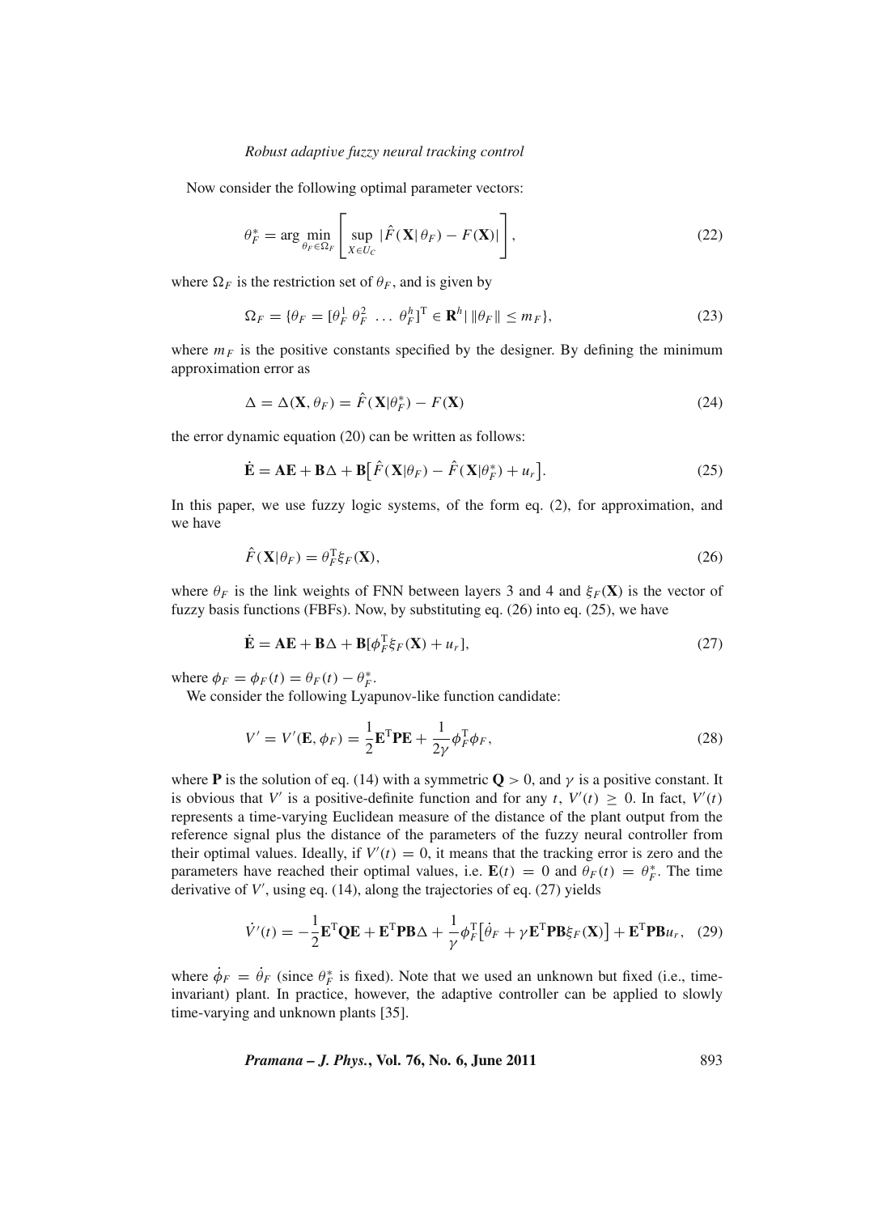Now consider the following optimal parameter vectors:

$$\theta_F^* = \arg \min_{\theta_F \in \Omega_F} \left[ \sup_{X \in U_C} |\hat{F}(\mathbf{X}|\theta_F) - F(\mathbf{X})| \right], \tag{22}$$

where $\Omega_F$ is the restriction set of $\theta_F$, and is given by

$$\Omega_F = \{\theta_F = [\theta_F^1 \; \theta_F^2 \; \ldots \; \theta_F^h]^{\mathrm{T}} \in \mathbf{R}^h | \; \|\theta_F\| \leq m_F\}, \tag{23}$$

where $m_F$ is the positive constants specified by the designer. By defining the minimum approximation error as

$$\Delta = \Delta(\mathbf{X}, \theta_F) = \hat{F}(\mathbf{X}|\theta_F^*) - F(\mathbf{X}) \tag{24}$$

the error dynamic equation (20) can be written as follows:

$$\dot{\mathbf{E}} = \mathbf{A}\mathbf{E} + \mathbf{B}\Delta + \mathbf{B}\left[\hat{F}(\mathbf{X}|\theta_F) - \hat{F}(\mathbf{X}|\theta_F^*) + u_r\right]. \tag{25}$$

In this paper, we use fuzzy logic systems, of the form eq. (2), for approximation, and we have

$$\hat{F}(\mathbf{X}|\theta_F) = \theta_F^{\mathrm{T}} \xi_F(\mathbf{X}), \tag{26}$$

where $\theta_F$ is the link weights of FNN between layers 3 and 4 and $\xi_F(\mathbf{X})$ is the vector of fuzzy basis functions (FBFs). Now, by substituting eq. (26) into eq. (25), we have

$$\dot{\mathbf{E}} = \mathbf{A}\mathbf{E} + \mathbf{B}\Delta + \mathbf{B}[\phi_F^{\mathrm{T}} \xi_F(\mathbf{X}) + u_r], \tag{27}$$

where $\phi_F = \phi_F(t) = \theta_F(t) - \theta_F^*$.

We consider the following Lyapunov-like function candidate:

$$V' = V'(\mathbf{E}, \phi_F) = \frac{1}{2}\mathbf{E}^{\mathrm{T}}\mathbf{P}\mathbf{E} + \frac{1}{2\gamma}\phi_F^{\mathrm{T}}\phi_F, \tag{28}$$

where $\mathbf{P}$ is the solution of eq. (14) with a symmetric $\mathbf{Q} > 0$, and $\gamma$ is a positive constant. It is obvious that $V'$ is a positive-definite function and for any $t$, $V'(t) \geq 0$. In fact, $V'(t)$ represents a time-varying Euclidean measure of the distance of the plant output from the reference signal plus the distance of the parameters of the fuzzy neural controller from their optimal values. Ideally, if $V'(t) = 0$, it means that the tracking error is zero and the parameters have reached their optimal values, i.e. $\mathbf{E}(t) = 0$ and $\theta_F(t) = \theta_F^*$. The time derivative of $V'$, using eq. (14), along the trajectories of eq. (27) yields

$$\dot{V}'(t) = -\frac{1}{2}\mathbf{E}^{\mathrm{T}}\mathbf{Q}\mathbf{E} + \mathbf{E}^{\mathrm{T}}\mathbf{P}\mathbf{B}\Delta + \frac{1}{\gamma}\phi_F^{\mathrm{T}}\left[\dot{\theta}_F + \gamma\mathbf{E}^{\mathrm{T}}\mathbf{P}\mathbf{B}\xi_F(\mathbf{X})\right] + \mathbf{E}^{\mathrm{T}}\mathbf{P}\mathbf{B}u_r, \tag{29}$$

where $\dot{\phi}_F = \dot{\theta}_F$ (since $\theta_F^*$ is fixed). Note that we used an unknown but fixed (i.e., time-invariant) plant. In practice, however, the adaptive controller can be applied to slowly time-varying and unknown plants [35].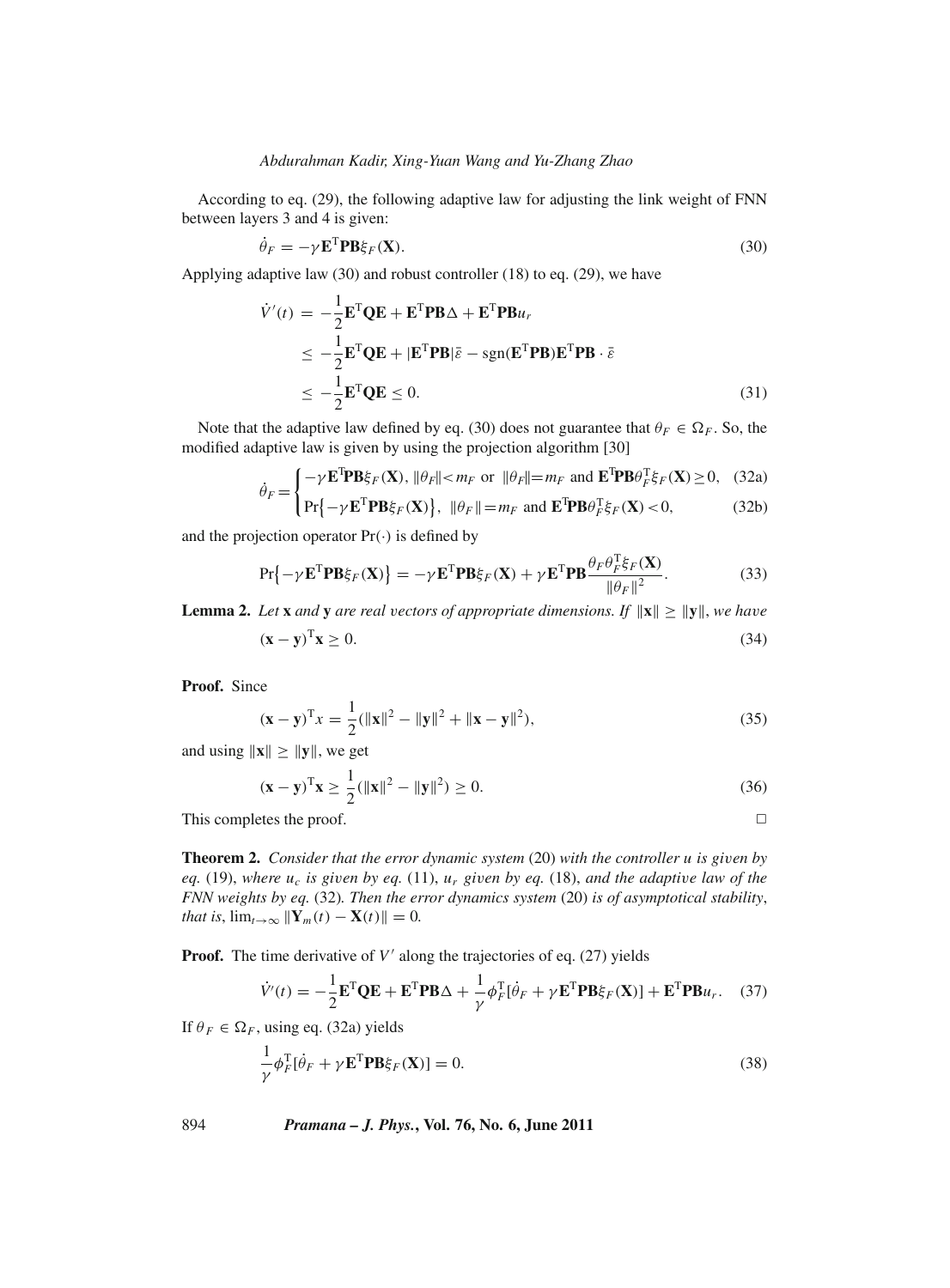According to eq. (29), the following adaptive law for adjusting the link weight of FNN between layers 3 and 4 is given:

$$\dot{\theta}_F = -\gamma \mathbf{E}^{\mathrm{T}}\mathbf{P}\mathbf{B}\xi_F(\mathbf{X}). \tag{30}$$

Applying adaptive law (30) and robust controller (18) to eq. (29), we have

$$\begin{aligned}
\dot{V}'(t) &= -\frac{1}{2}\mathbf{E}^{\mathrm{T}}\mathbf{Q}\mathbf{E} + \mathbf{E}^{\mathrm{T}}\mathbf{P}\mathbf{B}\Delta + \mathbf{E}^{\mathrm{T}}\mathbf{P}\mathbf{B}u_r \\
&\leq -\frac{1}{2}\mathbf{E}^{\mathrm{T}}\mathbf{Q}\mathbf{E} + |\mathbf{E}^{\mathrm{T}}\mathbf{P}\mathbf{B}|\bar{\varepsilon} - \mathrm{sgn}(\mathbf{E}^{\mathrm{T}}\mathbf{P}\mathbf{B})\mathbf{E}^{\mathrm{T}}\mathbf{P}\mathbf{B} \cdot \bar{\varepsilon} \\
&\leq -\frac{1}{2}\mathbf{E}^{\mathrm{T}}\mathbf{Q}\mathbf{E} \leq 0.
\end{aligned} \tag{31}$$

Note that the adaptive law defined by eq. (30) does not guarantee that $\theta_F \in \Omega_F$. So, the modified adaptive law is given by using the projection algorithm [30]

$$\dot{\theta}_F = \begin{cases} -\gamma \mathbf{E}^{\mathrm{T}}\mathbf{P}\mathbf{B}\xi_F(\mathbf{X}), \ \|\theta_F\| < m_F \ \text{or} \ \|\theta_F\| = m_F \ \text{and} \ \mathbf{E}^{\mathrm{T}}\mathbf{P}\mathbf{B}\theta_F^{\mathrm{T}}\xi_F(\mathbf{X}) \geq 0, & \text{(32a)} \\ \Pr\{-\gamma \mathbf{E}^{\mathrm{T}}\mathbf{P}\mathbf{B}\xi_F(\mathbf{X})\}, \ \|\theta_F\| = m_F \ \text{and} \ \mathbf{E}^{\mathrm{T}}\mathbf{P}\mathbf{B}\theta_F^{\mathrm{T}}\xi_F(\mathbf{X}) < 0, & \text{(32b)} \end{cases}$$

and the projection operator $\Pr(\cdot)$ is defined by

$$\Pr\{-\gamma \mathbf{E}^{\mathrm{T}}\mathbf{P}\mathbf{B}\xi_F(\mathbf{X})\} = -\gamma \mathbf{E}^{\mathrm{T}}\mathbf{P}\mathbf{B}\xi_F(\mathbf{X}) + \gamma \mathbf{E}^{\mathrm{T}}\mathbf{P}\mathbf{B}\frac{\theta_F\theta_F^{\mathrm{T}}\xi_F(\mathbf{X})}{\|\theta_F\|^2}. \tag{33}$$

**Lemma 2.** *Let* $\mathbf{x}$ *and* $\mathbf{y}$ *are real vectors of appropriate dimensions. If* $\|\mathbf{x}\| \geq \|\mathbf{y}\|$, *we have*

$$(\mathbf{x} - \mathbf{y})^{\mathrm{T}}\mathbf{x} \geq 0. \tag{34}$$

**Proof.** Since

$$(\mathbf{x} - \mathbf{y})^{\mathrm{T}}x = \frac{1}{2}(\|\mathbf{x}\|^2 - \|\mathbf{y}\|^2 + \|\mathbf{x} - \mathbf{y}\|^2), \tag{35}$$

and using $\|\mathbf{x}\| \geq \|\mathbf{y}\|$, we get

$$(\mathbf{x} - \mathbf{y})^{\mathrm{T}}\mathbf{x} \geq \frac{1}{2}(\|\mathbf{x}\|^2 - \|\mathbf{y}\|^2) \geq 0. \tag{36}$$

This completes the proof. □

**Theorem 2.** *Consider that the error dynamic system* (20) *with the controller* $u$ *is given by eq.* (19), *where* $u_c$ *is given by eq.* (11), $u_r$ *given by eq.* (18), *and the adaptive law of the FNN weights by eq.* (32). *Then the error dynamics system* (20) *is of asymptotical stability, that is,* $\lim_{t\to\infty}\|\mathbf{Y}_m(t) - \mathbf{X}(t)\| = 0$.

**Proof.** The time derivative of $V'$ along the trajectories of eq. (27) yields

$$\dot{V}'(t) = -\frac{1}{2}\mathbf{E}^{\mathrm{T}}\mathbf{Q}\mathbf{E} + \mathbf{E}^{\mathrm{T}}\mathbf{P}\mathbf{B}\Delta + \frac{1}{\gamma}\phi_F^{\mathrm{T}}[\dot{\theta}_F + \gamma \mathbf{E}^{\mathrm{T}}\mathbf{P}\mathbf{B}\xi_F(\mathbf{X})] + \mathbf{E}^{\mathrm{T}}\mathbf{P}\mathbf{B}u_r. \tag{37}$$

If $\theta_F \in \Omega_F$, using eq. (32a) yields

$$\frac{1}{\gamma}\phi_F^{\mathrm{T}}[\dot{\theta}_F + \gamma \mathbf{E}^{\mathrm{T}}\mathbf{P}\mathbf{B}\xi_F(\mathbf{X})] = 0. \tag{38}$$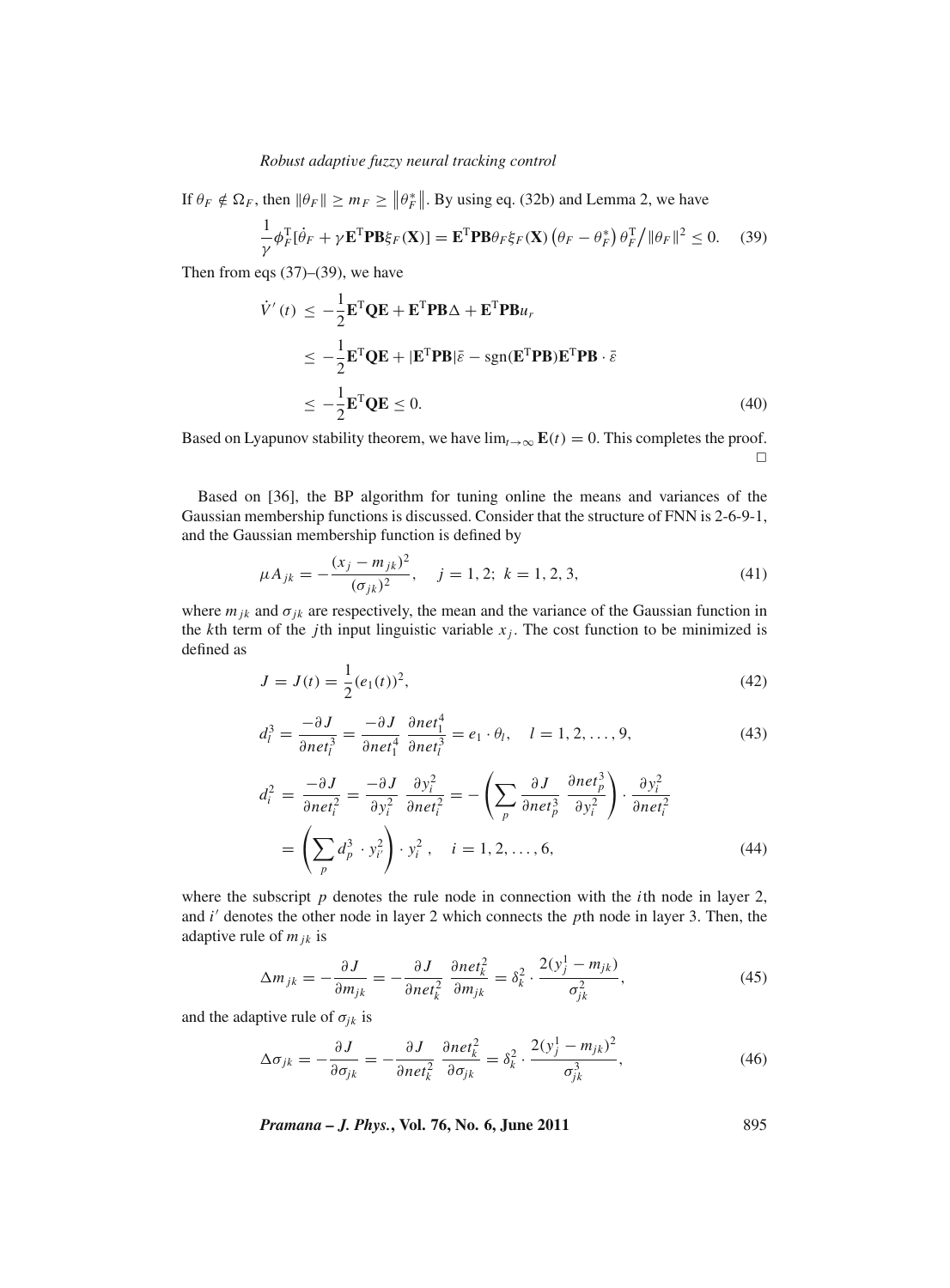If $\theta_F \notin \Omega_F$, then $\|\theta_F\| \geq m_F \geq \|\theta_F^*\|$. By using eq. (32b) and Lemma 2, we have

$$\frac{1}{\gamma}\phi_F^{\mathrm{T}}[\dot{\theta}_F + \gamma \mathbf{E}^{\mathrm{T}}\mathbf{PB}\xi_F(\mathbf{X})] = \mathbf{E}^{\mathrm{T}}\mathbf{PB}\theta_F\xi_F(\mathbf{X})\left(\theta_F - \theta_F^*\right)\theta_F^{\mathrm{T}}\big/\|\theta_F\|^2 \leq 0. \quad (39)$$

Then from eqs (37)–(39), we have

$$\begin{aligned}
\dot{V}'(t) &\leq -\frac{1}{2}\mathbf{E}^{\mathrm{T}}\mathbf{QE} + \mathbf{E}^{\mathrm{T}}\mathbf{PB}\Delta + \mathbf{E}^{\mathrm{T}}\mathbf{PB}u_r \\
&\leq -\frac{1}{2}\mathbf{E}^{\mathrm{T}}\mathbf{QE} + |\mathbf{E}^{\mathrm{T}}\mathbf{PB}|\bar{\varepsilon} - \mathrm{sgn}(\mathbf{E}^{\mathrm{T}}\mathbf{PB})\mathbf{E}^{\mathrm{T}}\mathbf{PB}\cdot\bar{\varepsilon} \\
&\leq -\frac{1}{2}\mathbf{E}^{\mathrm{T}}\mathbf{QE} \leq 0. \qquad (40)
\end{aligned}$$

Based on Lyapunov stability theorem, we have $\lim_{t\to\infty}\mathbf{E}(t) = 0$. This completes the proof. □

Based on [36], the BP algorithm for tuning online the means and variances of the Gaussian membership functions is discussed. Consider that the structure of FNN is 2-6-9-1, and the Gaussian membership function is defined by

$$\mu A_{jk} = -\frac{(x_j - m_{jk})^2}{(\sigma_{jk})^2}, \quad j = 1, 2;\; k = 1, 2, 3, \quad (41)$$

where $m_{jk}$ and $\sigma_{jk}$ are respectively, the mean and the variance of the Gaussian function in the $k$th term of the $j$th input linguistic variable $x_j$. The cost function to be minimized is defined as

$$J = J(t) = \frac{1}{2}(e_1(t))^2, \quad (42)$$

$$d_l^3 = \frac{-\partial J}{\partial net_l^3} = \frac{-\partial J}{\partial net_1^4}\,\frac{\partial net_1^4}{\partial net_l^3} = e_1\cdot\theta_l, \quad l = 1, 2, \ldots, 9, \quad (43)$$

$$\begin{aligned}
d_i^2 &= \frac{-\partial J}{\partial net_i^2} = \frac{-\partial J}{\partial y_i^2}\,\frac{\partial y_i^2}{\partial net_i^2} = -\left(\sum_p \frac{\partial J}{\partial net_p^3}\,\frac{\partial net_p^3}{\partial y_i^2}\right)\cdot\frac{\partial y_i^2}{\partial net_i^2} \\
&= \left(\sum_p d_p^3\cdot y_{i'}^2\right)\cdot y_i^2\,, \quad i = 1, 2, \ldots, 6, \qquad (44)
\end{aligned}$$

where the subscript $p$ denotes the rule node in connection with the $i$th node in layer 2, and $i'$ denotes the other node in layer 2 which connects the $p$th node in layer 3. Then, the adaptive rule of $m_{jk}$ is

$$\Delta m_{jk} = -\frac{\partial J}{\partial m_{jk}} = -\frac{\partial J}{\partial net_k^2}\,\frac{\partial net_k^2}{\partial m_{jk}} = \delta_k^2\cdot\frac{2(y_j^1 - m_{jk})}{\sigma_{jk}^2}, \quad (45)$$

and the adaptive rule of $\sigma_{jk}$ is

$$\Delta\sigma_{jk} = -\frac{\partial J}{\partial \sigma_{jk}} = -\frac{\partial J}{\partial net_k^2}\,\frac{\partial net_k^2}{\partial \sigma_{jk}} = \delta_k^2\cdot\frac{2(y_j^1 - m_{jk})^2}{\sigma_{jk}^3}, \quad (46)$$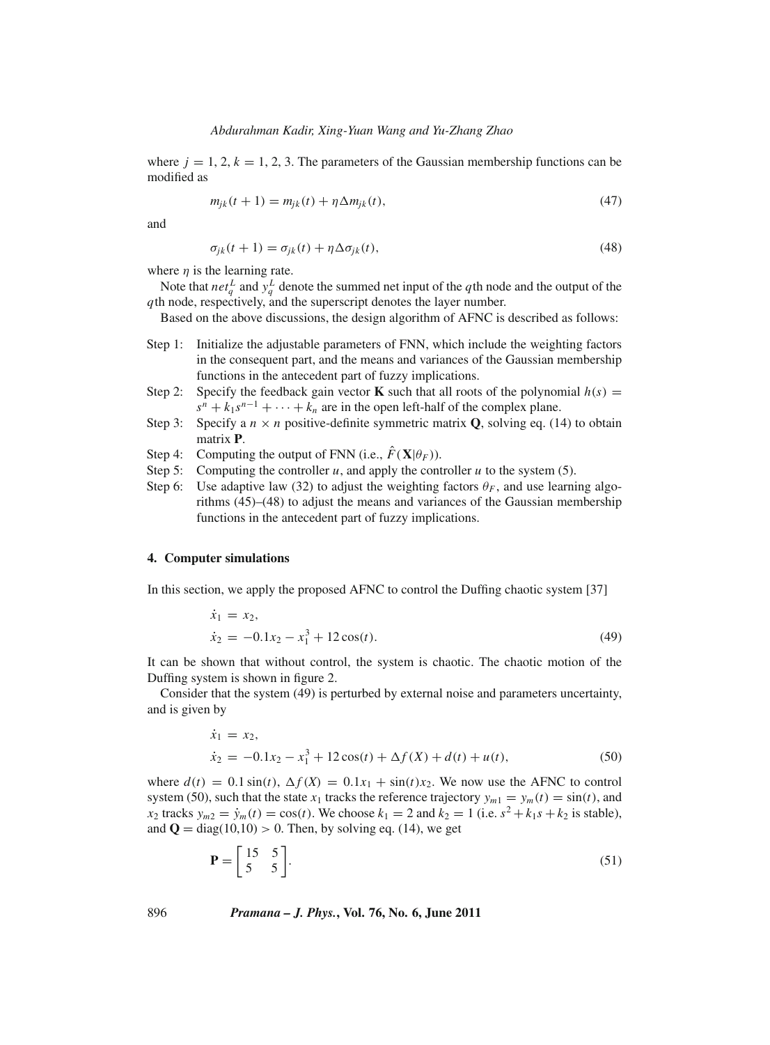where $j = 1, 2$, $k = 1, 2, 3$. The parameters of the Gaussian membership functions can be modified as

$$m_{jk}(t+1) = m_{jk}(t) + \eta \Delta m_{jk}(t), \tag{47}$$

and

$$\sigma_{jk}(t+1) = \sigma_{jk}(t) + \eta \Delta \sigma_{jk}(t), \tag{48}$$

where $\eta$ is the learning rate.

Note that $net_q^L$ and $y_q^L$ denote the summed net input of the $q$th node and the output of the $q$th node, respectively, and the superscript denotes the layer number.

Based on the above discussions, the design algorithm of AFNC is described as follows:

- Step 1: Initialize the adjustable parameters of FNN, which include the weighting factors in the consequent part, and the means and variances of the Gaussian membership functions in the antecedent part of fuzzy implications.
- Step 2: Specify the feedback gain vector $\mathbf{K}$ such that all roots of the polynomial $h(s) = s^n + k_1 s^{n-1} + \cdots + k_n$ are in the open left-half of the complex plane.
- Step 3: Specify a $n \times n$ positive-definite symmetric matrix $\mathbf{Q}$, solving eq. (14) to obtain matrix $\mathbf{P}$.
- Step 4: Computing the output of FNN (i.e., $\hat{F}(\mathbf{X}|\theta_F)$).
- Step 5: Computing the controller $u$, and apply the controller $u$ to the system (5).
- Step 6: Use adaptive law (32) to adjust the weighting factors $\theta_F$, and use learning algorithms (45)–(48) to adjust the means and variances of the Gaussian membership functions in the antecedent part of fuzzy implications.

## 4. Computer simulations

In this section, we apply the proposed AFNC to control the Duffing chaotic system [37]

$$\begin{aligned}
\dot{x}_1 &= x_2, \\
\dot{x}_2 &= -0.1x_2 - x_1^3 + 12\cos(t).
\end{aligned} \tag{49}$$

It can be shown that without control, the system is chaotic. The chaotic motion of the Duffing system is shown in figure 2.

Consider that the system (49) is perturbed by external noise and parameters uncertainty, and is given by

$$\begin{aligned}
\dot{x}_1 &= x_2, \\
\dot{x}_2 &= -0.1x_2 - x_1^3 + 12\cos(t) + \Delta f(X) + d(t) + u(t),
\end{aligned} \tag{50}$$

where $d(t) = 0.1\sin(t)$, $\Delta f(X) = 0.1x_1 + \sin(t)x_2$. We now use the AFNC to control system (50), such that the state $x_1$ tracks the reference trajectory $y_{m1} = y_m(t) = \sin(t)$, and $x_2$ tracks $y_{m2} = \dot{y}_m(t) = \cos(t)$. We choose $k_1 = 2$ and $k_2 = 1$ (i.e. $s^2 + k_1 s + k_2$ is stable), and $\mathbf{Q} = \text{diag}(10,10) > 0$. Then, by solving eq. (14), we get

$$\mathbf{P} = \begin{bmatrix} 15 & 5 \\ 5 & 5 \end{bmatrix}. \tag{51}$$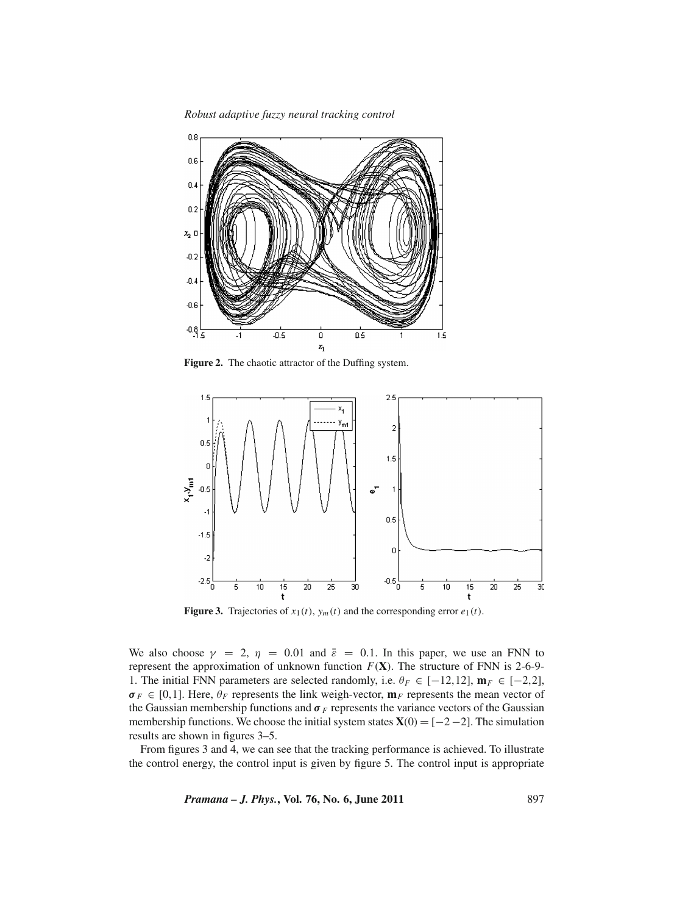**Figure 2.** The chaotic attractor of the Duffing system.

**Figure 3.** Trajectories of $x_1(t)$, $y_m(t)$ and the corresponding error $e_1(t)$.

We also choose $\gamma = 2$, $\eta = 0.01$ and $\bar{\varepsilon} = 0.1$. In this paper, we use an FNN to represent the approximation of unknown function $F(\mathbf{X})$. The structure of FNN is 2-6-9-1. The initial FNN parameters are selected randomly, i.e. $\theta_F \in [-12,12]$, $\mathbf{m}_F \in [-2,2]$, $\boldsymbol{\sigma}_F \in [0,1]$. Here, $\theta_F$ represents the link weigh-vector, $\mathbf{m}_F$ represents the mean vector of the Gaussian membership functions and $\boldsymbol{\sigma}_F$ represents the variance vectors of the Gaussian membership functions. We choose the initial system states $\mathbf{X}(0) = [-2\ -2]$. The simulation results are shown in figures 3–5.

From figures 3 and 4, we can see that the tracking performance is achieved. To illustrate the control energy, the control input is given by figure 5. The control input is appropriate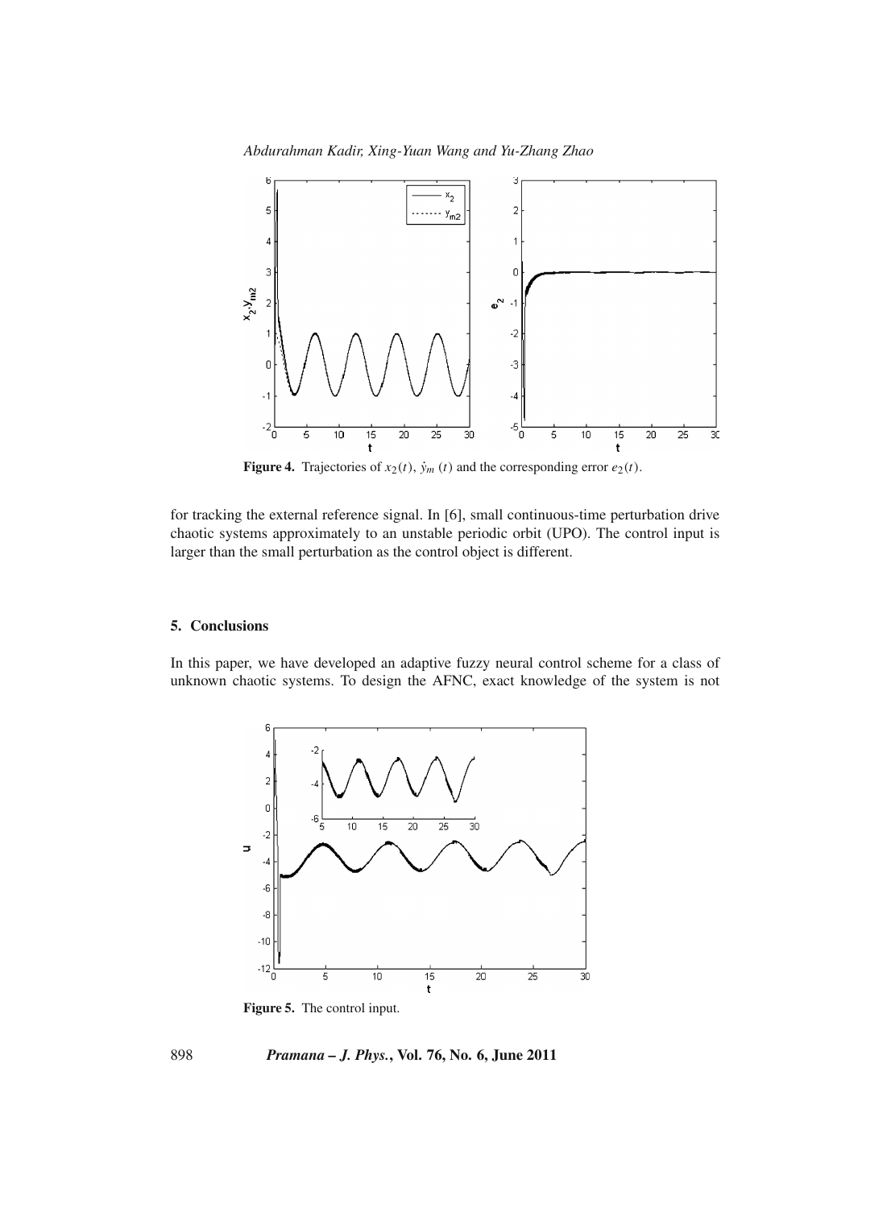**Figure 4.** Trajectories of $x_2(t)$, $\dot{y}_m(t)$ and the corresponding error $e_2(t)$.

for tracking the external reference signal. In [6], small continuous-time perturbation drive chaotic systems approximately to an unstable periodic orbit (UPO). The control input is larger than the small perturbation as the control object is different.

## 5. Conclusions

In this paper, we have developed an adaptive fuzzy neural control scheme for a class of unknown chaotic systems. To design the AFNC, exact knowledge of the system is not

**Figure 5.** The control input.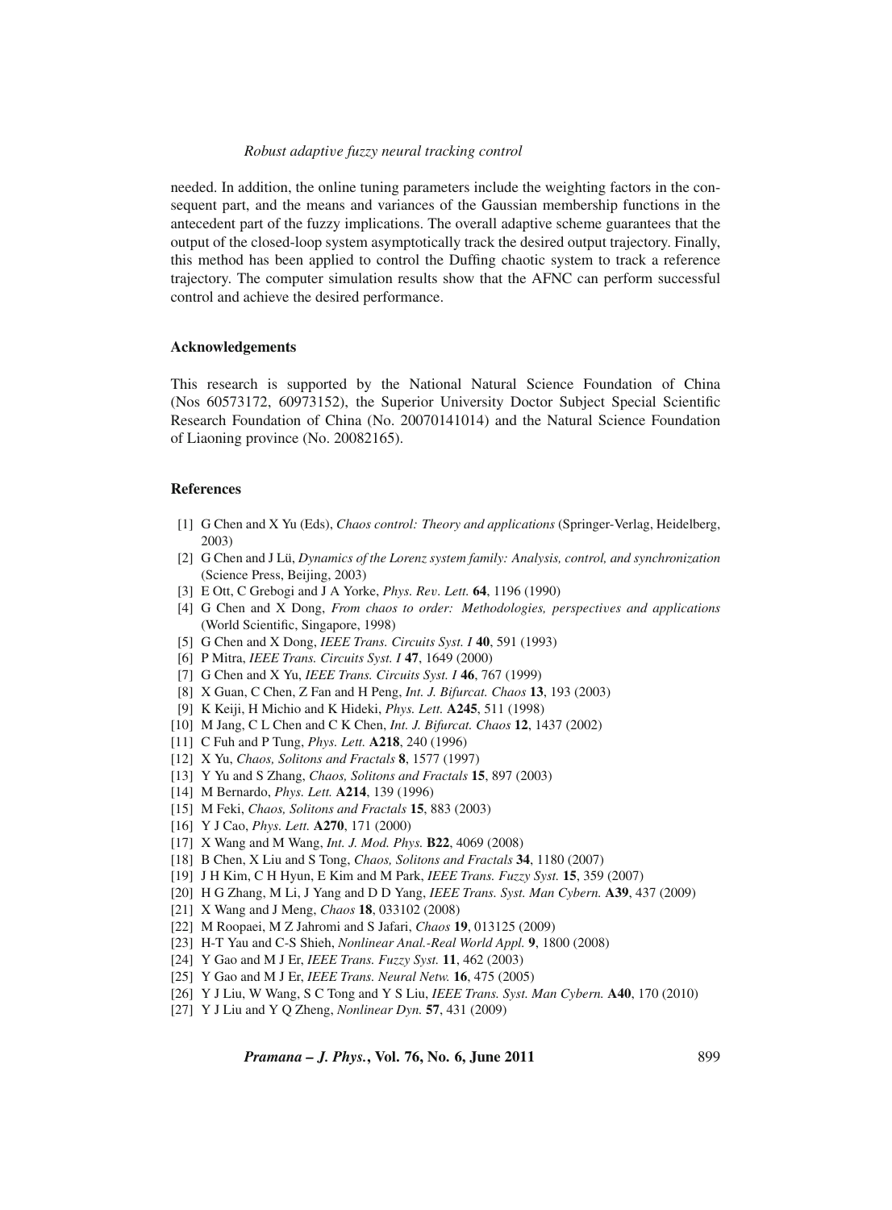needed. In addition, the online tuning parameters include the weighting factors in the consequent part, and the means and variances of the Gaussian membership functions in the antecedent part of the fuzzy implications. The overall adaptive scheme guarantees that the output of the closed-loop system asymptotically track the desired output trajectory. Finally, this method has been applied to control the Duffing chaotic system to track a reference trajectory. The computer simulation results show that the AFNC can perform successful control and achieve the desired performance.

## Acknowledgements

This research is supported by the National Natural Science Foundation of China (Nos 60573172, 60973152), the Superior University Doctor Subject Special Scientific Research Foundation of China (No. 20070141014) and the Natural Science Foundation of Liaoning province (No. 20082165).

## References

[1] G Chen and X Yu (Eds), *Chaos control: Theory and applications* (Springer-Verlag, Heidelberg, 2003)

[2] G Chen and J Lü, *Dynamics of the Lorenz system family: Analysis, control, and synchronization* (Science Press, Beijing, 2003)

[3] E Ott, C Grebogi and J A Yorke, *Phys. Rev. Lett.* **64**, 1196 (1990)

[4] G Chen and X Dong, *From chaos to order: Methodologies, perspectives and applications* (World Scientific, Singapore, 1998)

[5] G Chen and X Dong, *IEEE Trans. Circuits Syst. I* **40**, 591 (1993)

[6] P Mitra, *IEEE Trans. Circuits Syst. I* **47**, 1649 (2000)

[7] G Chen and X Yu, *IEEE Trans. Circuits Syst. I* **46**, 767 (1999)

[8] X Guan, C Chen, Z Fan and H Peng, *Int. J. Bifurcat. Chaos* **13**, 193 (2003)

[9] K Keiji, H Michio and K Hideki, *Phys. Lett.* **A245**, 511 (1998)

[10] M Jang, C L Chen and C K Chen, *Int. J. Bifurcat. Chaos* **12**, 1437 (2002)

[11] C Fuh and P Tung, *Phys. Lett.* **A218**, 240 (1996)

[12] X Yu, *Chaos, Solitons and Fractals* **8**, 1577 (1997)

[13] Y Yu and S Zhang, *Chaos, Solitons and Fractals* **15**, 897 (2003)

[14] M Bernardo, *Phys. Lett.* **A214**, 139 (1996)

[15] M Feki, *Chaos, Solitons and Fractals* **15**, 883 (2003)

[16] Y J Cao, *Phys. Lett.* **A270**, 171 (2000)

[17] X Wang and M Wang, *Int. J. Mod. Phys.* **B22**, 4069 (2008)

[18] B Chen, X Liu and S Tong, *Chaos, Solitons and Fractals* **34**, 1180 (2007)

[19] J H Kim, C H Hyun, E Kim and M Park, *IEEE Trans. Fuzzy Syst.* **15**, 359 (2007)

[20] H G Zhang, M Li, J Yang and D D Yang, *IEEE Trans. Syst. Man Cybern.* **A39**, 437 (2009)

[21] X Wang and J Meng, *Chaos* **18**, 033102 (2008)

[22] M Roopaei, M Z Jahromi and S Jafari, *Chaos* **19**, 013125 (2009)

[23] H-T Yau and C-S Shieh, *Nonlinear Anal.-Real World Appl.* **9**, 1800 (2008)

[24] Y Gao and M J Er, *IEEE Trans. Fuzzy Syst.* **11**, 462 (2003)

[25] Y Gao and M J Er, *IEEE Trans. Neural Netw.* **16**, 475 (2005)

[26] Y J Liu, W Wang, S C Tong and Y S Liu, *IEEE Trans. Syst. Man Cybern.* **A40**, 170 (2010)

[27] Y J Liu and Y Q Zheng, *Nonlinear Dyn.* **57**, 431 (2009)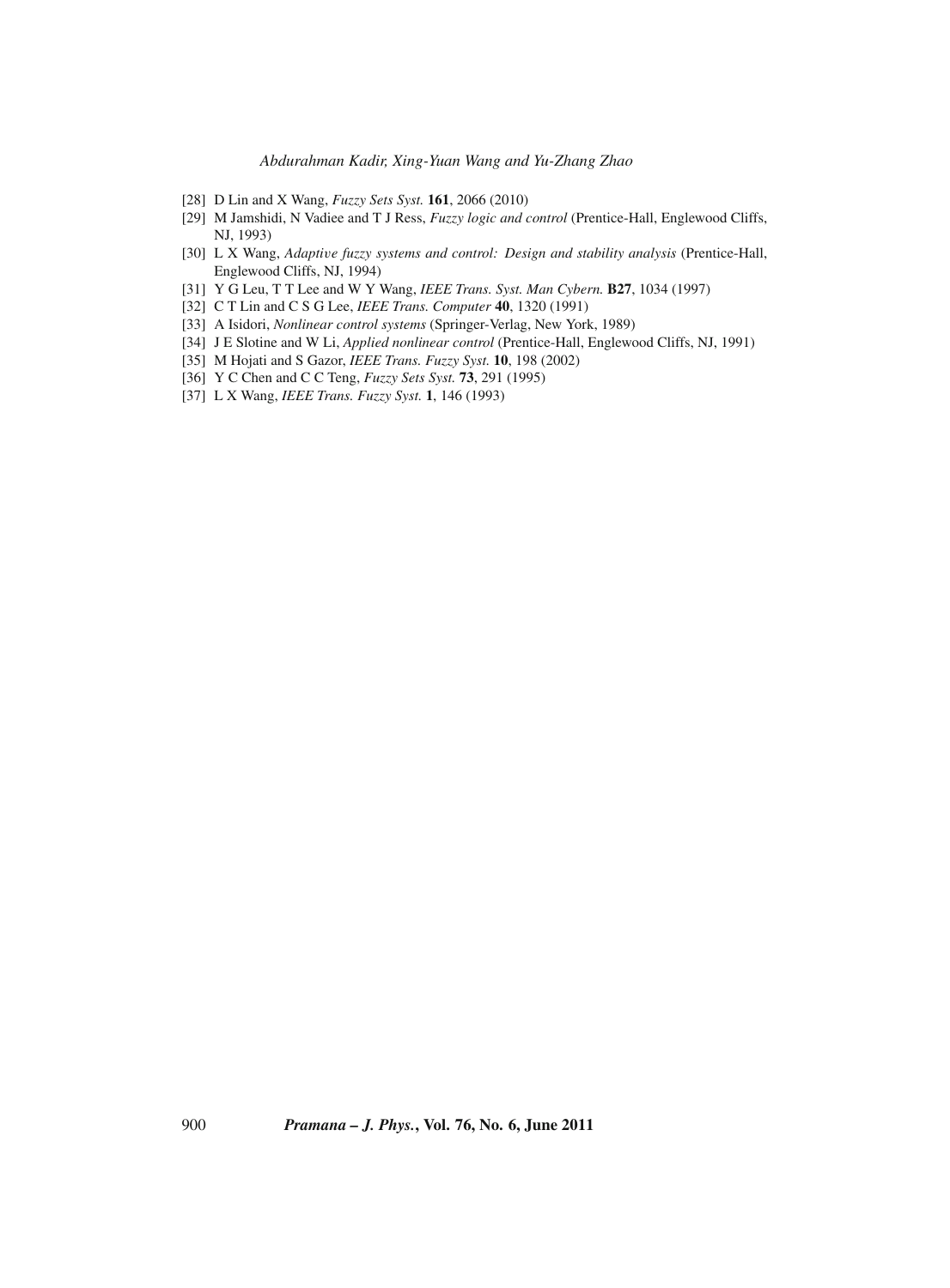[28] D Lin and X Wang, *Fuzzy Sets Syst.* **161**, 2066 (2010)

[29] M Jamshidi, N Vadiee and T J Ress, *Fuzzy logic and control* (Prentice-Hall, Englewood Cliffs, NJ, 1993)

[30] L X Wang, *Adaptive fuzzy systems and control: Design and stability analysis* (Prentice-Hall, Englewood Cliffs, NJ, 1994)

[31] Y G Leu, T T Lee and W Y Wang, *IEEE Trans. Syst. Man Cybern.* **B27**, 1034 (1997)

[32] C T Lin and C S G Lee, *IEEE Trans. Computer* **40**, 1320 (1991)

[33] A Isidori, *Nonlinear control systems* (Springer-Verlag, New York, 1989)

[34] J E Slotine and W Li, *Applied nonlinear control* (Prentice-Hall, Englewood Cliffs, NJ, 1991)

[35] M Hojati and S Gazor, *IEEE Trans. Fuzzy Syst.* **10**, 198 (2002)

[36] Y C Chen and C C Teng, *Fuzzy Sets Syst.* **73**, 291 (1995)

[37] L X Wang, *IEEE Trans. Fuzzy Syst.* **1**, 146 (1993)